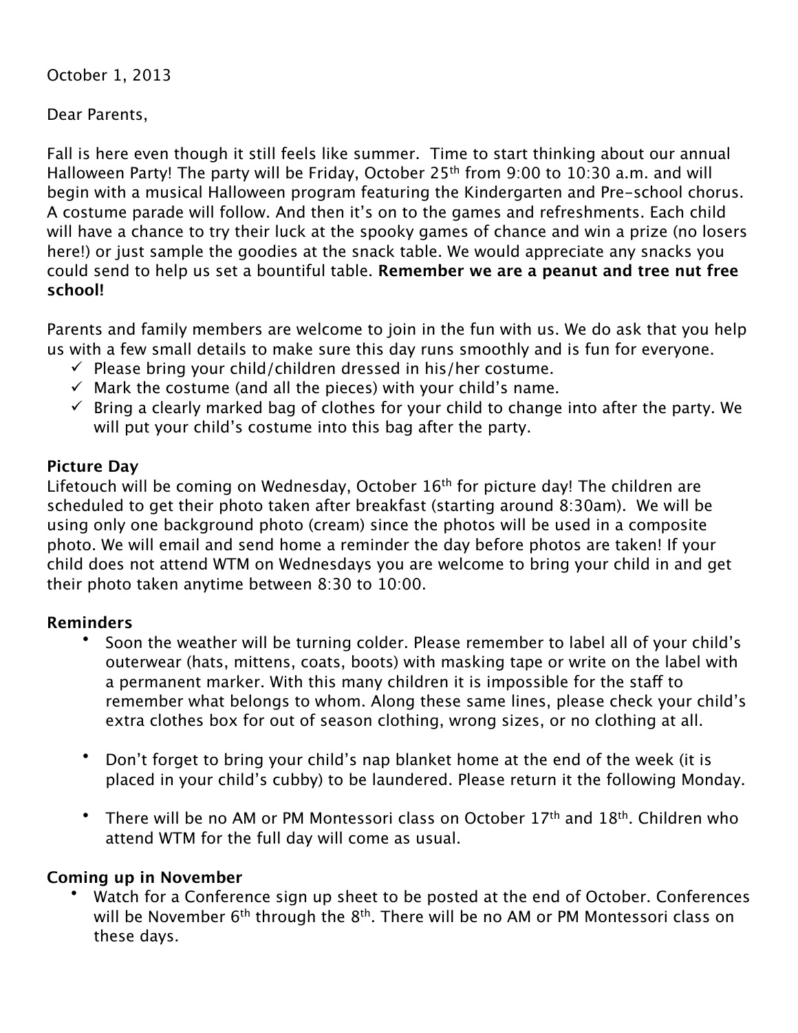October 1, 2013

Dear Parents,

Fall is here even though it still feels like summer. Time to start thinking about our annual Halloween Party! The party will be Friday, October 25th from 9:00 to 10:30 a.m. and will begin with a musical Halloween program featuring the Kindergarten and Pre-school chorus. A costume parade will follow. And then it's on to the games and refreshments. Each child will have a chance to try their luck at the spooky games of chance and win a prize (no losers here!) or just sample the goodies at the snack table. We would appreciate any snacks you could send to help us set a bountiful table. **Remember we are a peanut and tree nut free school!**

Parents and family members are welcome to join in the fun with us. We do ask that you help us with a few small details to make sure this day runs smoothly and is fun for everyone.

- ✓ Please bring your child/children dressed in his/her costume.
- ✓ Mark the costume (and all the pieces) with your child's name.
- ✓ Bring a clearly marked bag of clothes for your child to change into after the party. We will put your child's costume into this bag after the party.

**Picture Day**

Lifetouch will be coming on Wednesday, October 16th for picture day! The children are scheduled to get their photo taken after breakfast (starting around 8:30am). We will be using only one background photo (cream) since the photos will be used in a composite photo. We will email and send home a reminder the day before photos are taken! If your child does not attend WTM on Wednesdays you are welcome to bring your child in and get their photo taken anytime between 8:30 to 10:00.

**Reminders**

- Soon the weather will be turning colder. Please remember to label all of your child's outerwear (hats, mittens, coats, boots) with masking tape or write on the label with a permanent marker. With this many children it is impossible for the staff to remember what belongs to whom. Along these same lines, please check your child's extra clothes box for out of season clothing, wrong sizes, or no clothing at all.

- Don't forget to bring your child's nap blanket home at the end of the week (it is placed in your child's cubby) to be laundered. Please return it the following Monday.

- There will be no AM or PM Montessori class on October 17th and 18th. Children who attend WTM for the full day will come as usual.

**Coming up in November**

- Watch for a Conference sign up sheet to be posted at the end of October. Conferences will be November 6th through the 8th. There will be no AM or PM Montessori class on these days.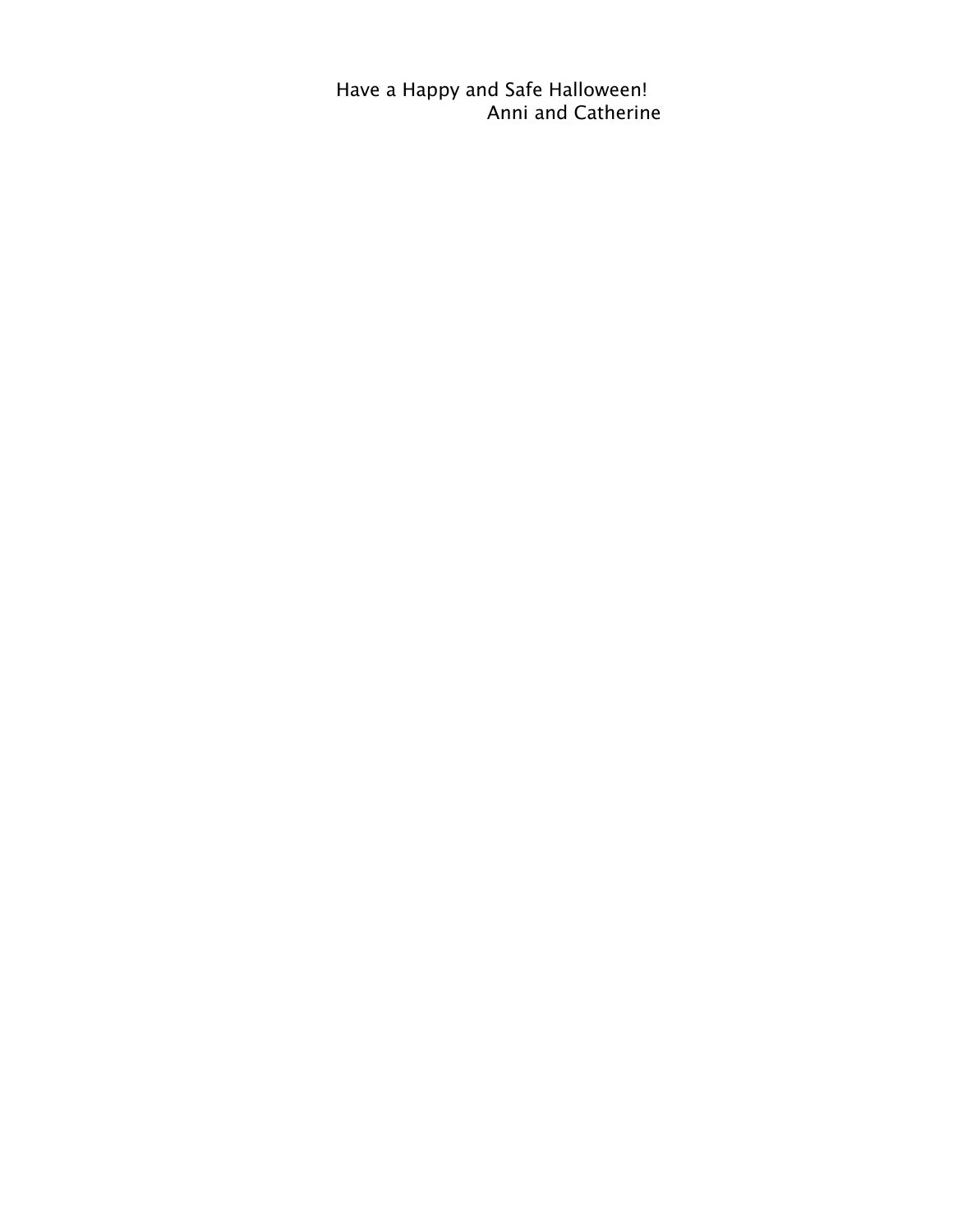Have a Happy and Safe Halloween!
Anni and Catherine